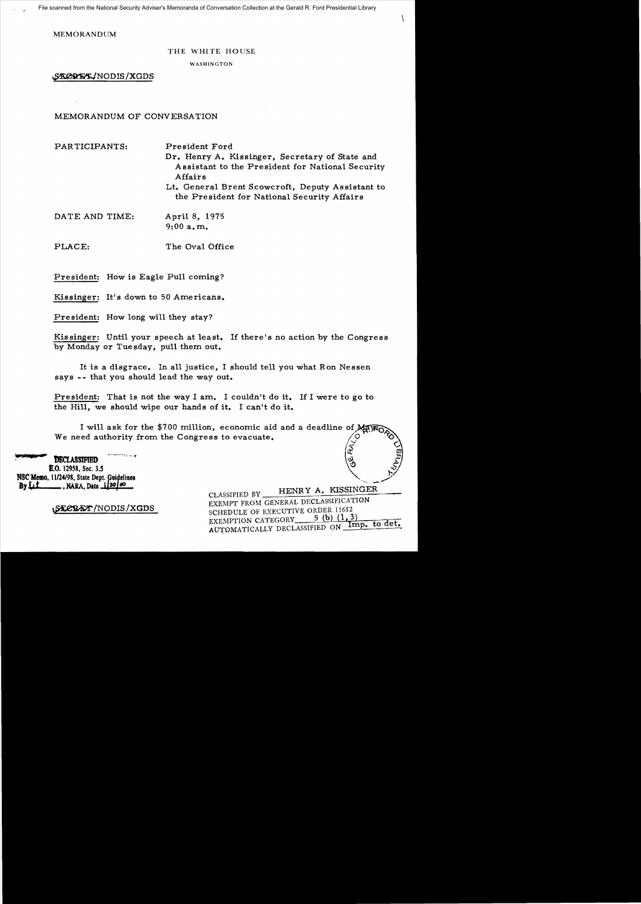File scanned from the National Security Adviser's Memoranda of Conversation Collection at the Gerald R. Ford Presidential Library

MEMORANDUM

THE WHITE HOUSE

WASHINGTON

SECRET/NODIS/XGDS

MEMORANDUM OF CONVERSATION

PARTICIPANTS: President Ford
Dr. Henry A. Kissinger, Secretary of State and Assistant to the President for National Security Affairs
Lt. General Brent Scowcroft, Deputy Assistant to the President for National Security Affairs

DATE AND TIME: April 8, 1975
9:00 a.m.

PLACE: The Oval Office

President: How is Eagle Pull coming?

Kissinger: It's down to 50 Americans.

President: How long will they stay?

Kissinger: Until your speech at least. If there's no action by the Congress by Monday or Tuesday, pull them out.

It is a disgrace. In all justice, I should tell you what Ron Nessen says -- that you should lead the way out.

President: That is not the way I am. I couldn't do it. If I were to go to the Hill, we should wipe our hands of it. I can't do it.

I will ask for the $700 million, economic aid and a deadline of May. We need authority from the Congress to evacuate.

DECLASSIFIED
E.O. 12958, Sec. 3.5
NSC Memo, 11/24/98, State Dept. Guidelines
By Lt, NARA, Date 1/20/00

SECRET/NODIS/XGDS

CLASSIFIED BY HENRY A. KISSINGER
EXEMPT FROM GENERAL DECLASSIFICATION
SCHEDULE OF EXECUTIVE ORDER 11652
EXEMPTION CATEGORY 5 (b) (1, 3)
AUTOMATICALLY DECLASSIFIED ON Imp. to det.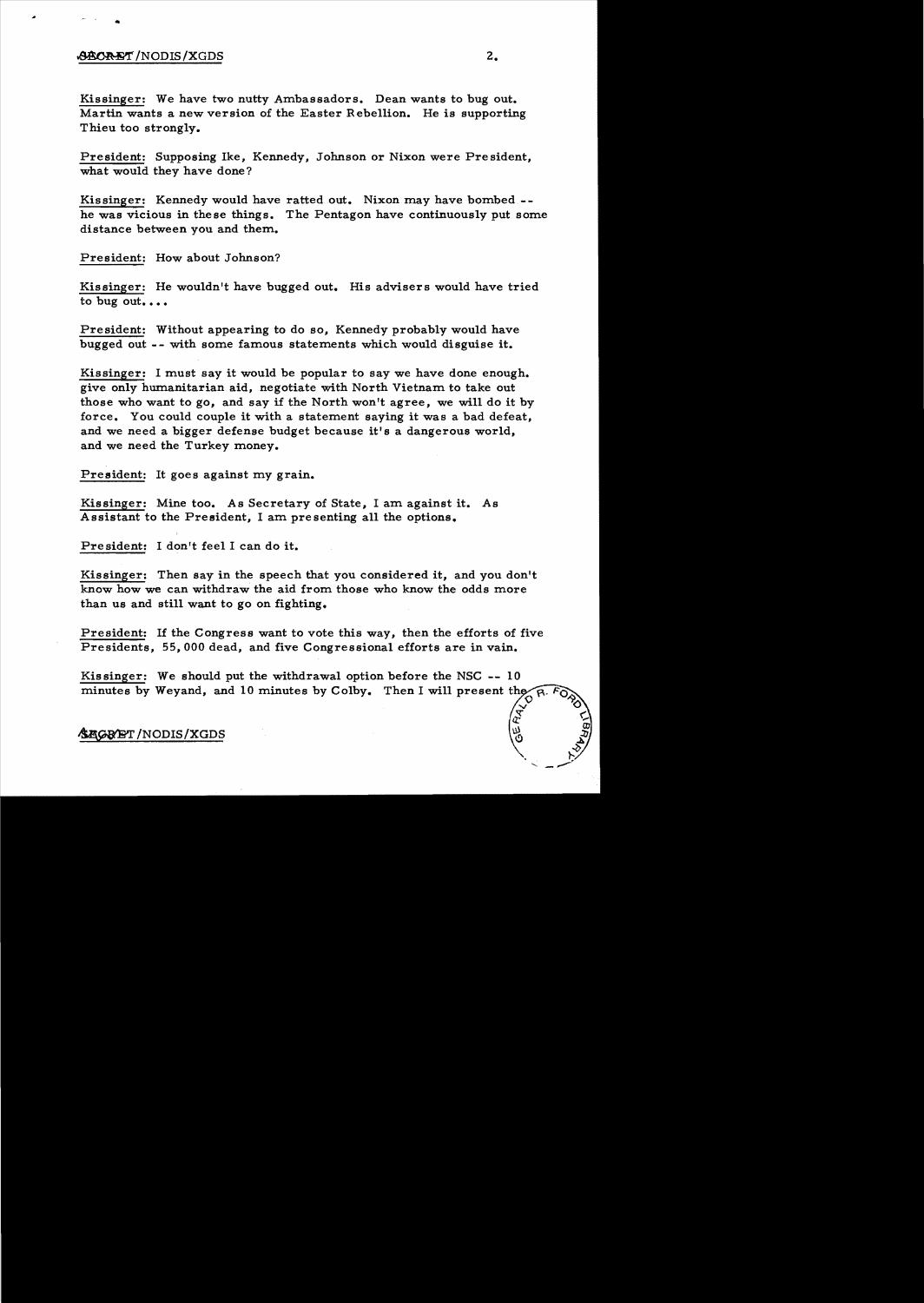Kissinger: We have two nutty Ambassadors. Dean wants to bug out. Martin wants a new version of the Easter Rebellion. He is supporting Thieu too strongly.

President: Supposing Ike, Kennedy, Johnson or Nixon were President, what would they have done?

Kissinger: Kennedy would have ratted out. Nixon may have bombed -- he was vicious in these things. The Pentagon have continuously put some distance between you and them.

President: How about Johnson?

Kissinger: He wouldn't have bugged out. His advisers would have tried to bug out....

President: Without appearing to do so, Kennedy probably would have bugged out -- with some famous statements which would disguise it.

Kissinger: I must say it would be popular to say we have done enough. give only humanitarian aid, negotiate with North Vietnam to take out those who want to go, and say if the North won't agree, we will do it by force. You could couple it with a statement saying it was a bad defeat, and we need a bigger defense budget because it's a dangerous world, and we need the Turkey money.

President: It goes against my grain.

Kissinger: Mine too. As Secretary of State, I am against it. As Assistant to the President, I am presenting all the options.

President: I don't feel I can do it.

Kissinger: Then say in the speech that you considered it, and you don't know how we can withdraw the aid from those who know the odds more than us and still want to go on fighting.

President: If the Congress want to vote this way, then the efforts of five Presidents, 55,000 dead, and five Congressional efforts are in vain.

Kissinger: We should put the withdrawal option before the NSC -- 10 minutes by Weyand, and 10 minutes by Colby. Then I will present the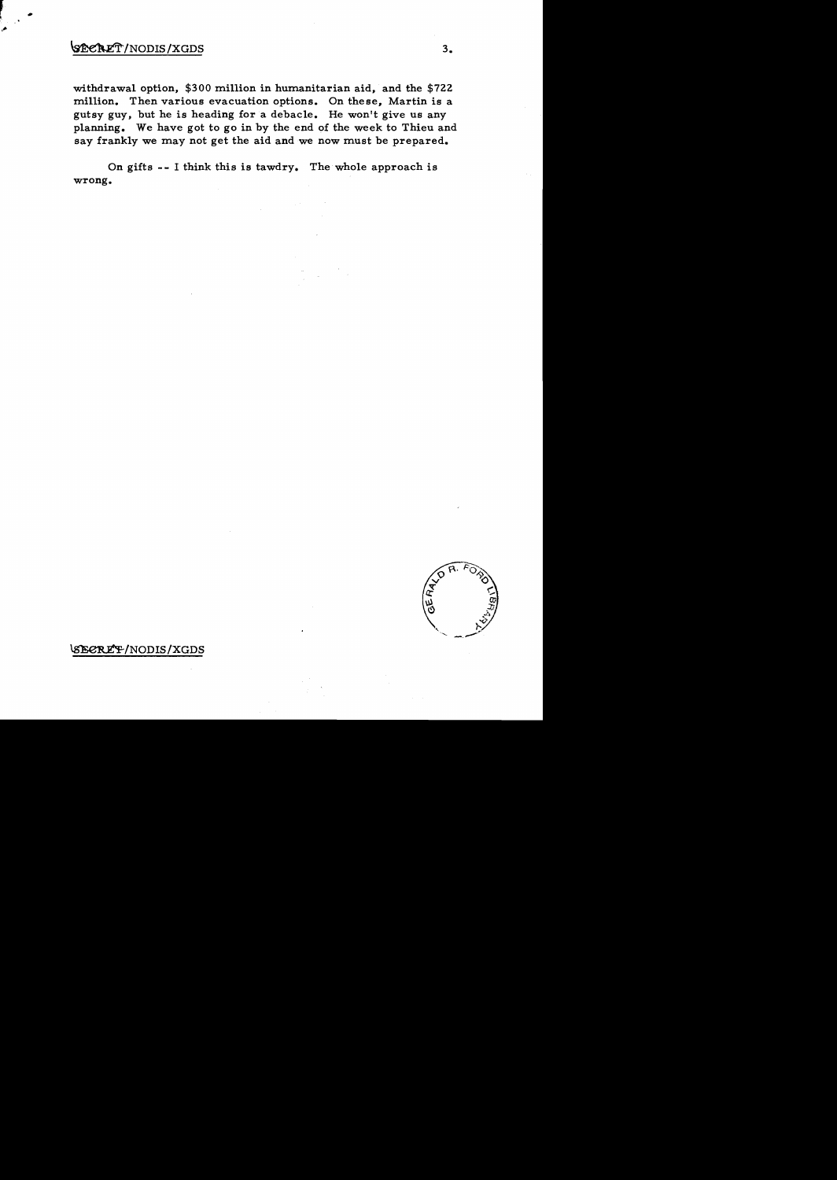withdrawal option, $300 million in humanitarian aid, and the $722 million. Then various evacuation options. On these, Martin is a gutsy guy, but he is heading for a debacle. He won't give us any planning. We have got to go in by the end of the week to Thieu and say frankly we may not get the aid and we now must be prepared.

On gifts -- I think this is tawdry. The whole approach is wrong.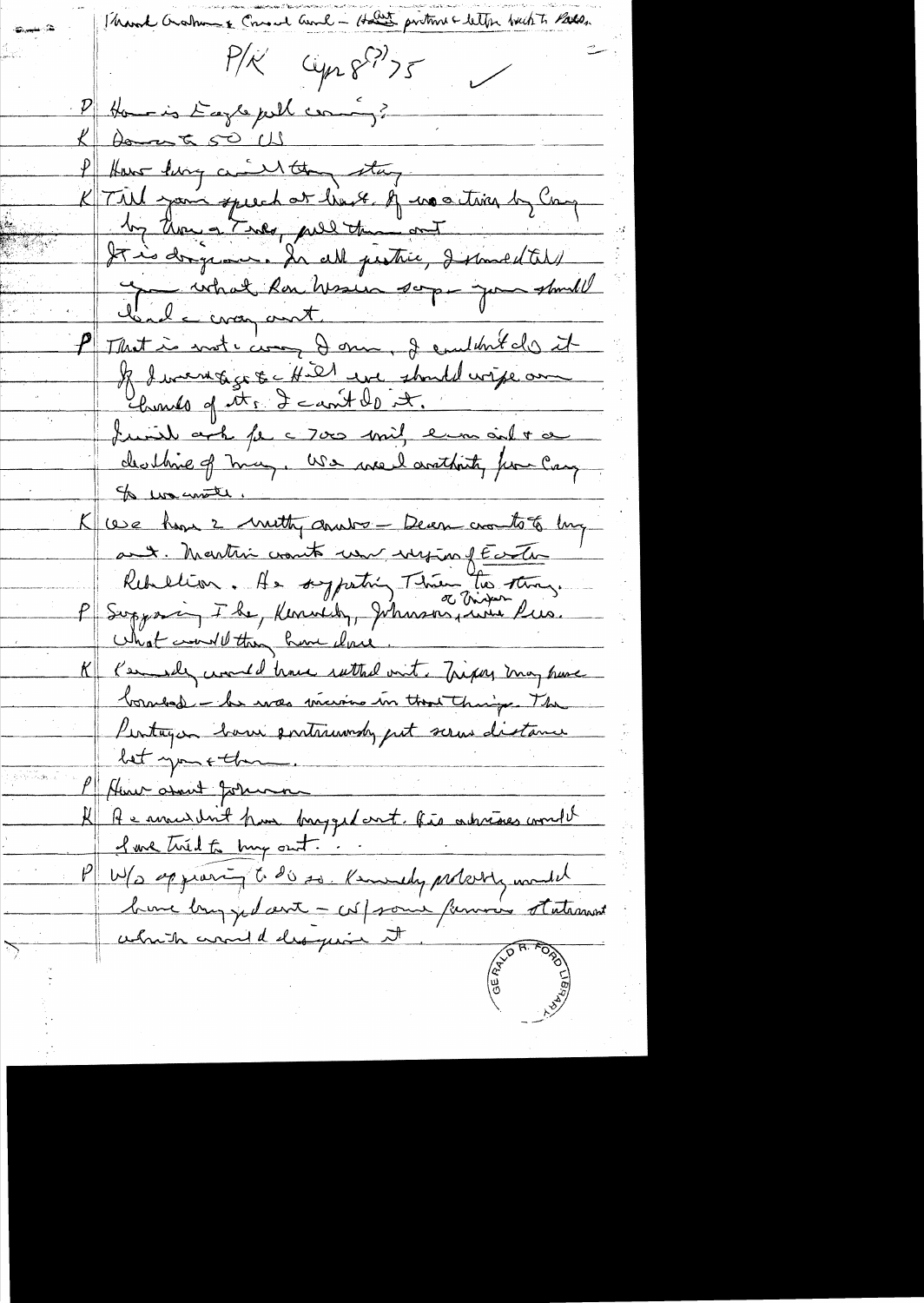Thank Graham & Conrad Ganl – Halt picture & letter back to Pres.

P/K Apr 8(?) 75

P How is Eagle pull coming?

K Down to 50 US

P How long will they stay

K Till your speech at least. If we a time by Cong by Thurs a Tues, pull them out
It is dangerous. In all justice, I should tell you what Ron Nessen says – you should bail a way out.

P That is not a way I am. I couldn't do it. If I wanted to go to Hill we should wipe our hands of it. I can't do it.
I will ask for a 700 mil & an aid & a clarifying of May. We need authority from Cong to evacuate.

K We have 2 nutty ambs – Dean wants to bug out. Martin wants new version of Easter Rebellion. He supporting Thieu to stay.

P Supposing Ike, Kennedy, Johnson, or Nixon Pres. What would they have done.

K Kennedy would have settled out. Nixon may have bombed – he was vicious in those things. The Pentagon have continuously put some distance between you & them.

P How about Johnson

K He wouldn't have bugged out. His advisors would have tried to bug out.

P W/o appearing to do so. Kennedy probably would have bugged out – w/ some famous statement which would disguise it.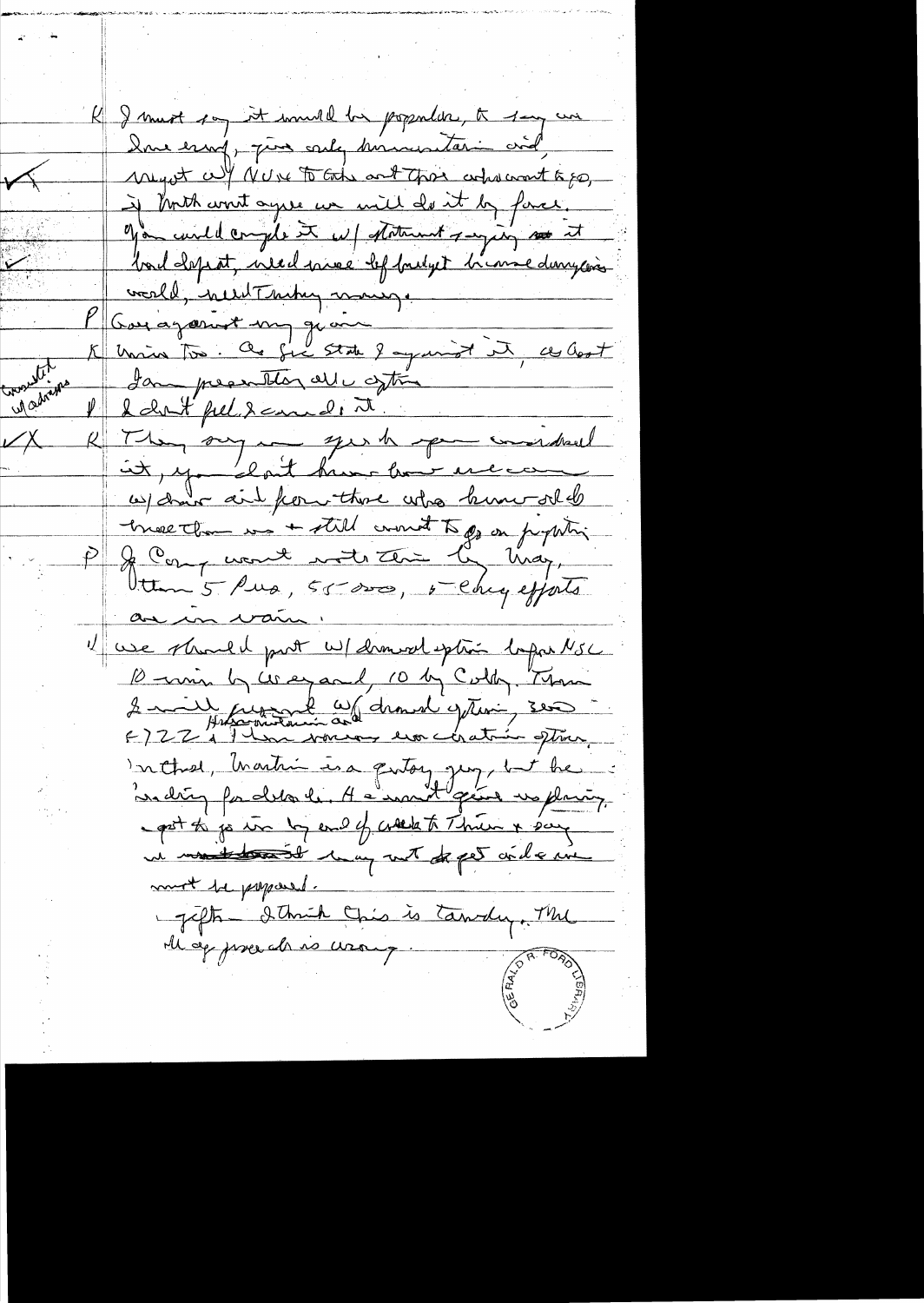K I must say it would be popular, to say we have done enough, give only humanitarian aid, urge all NVN to talks and those who want to go, if North won't agree we will do it by force.
You could couple it w/ statement saying so it had defeat, need review of budget because dangerous world, need military money.

P Goes against my grain

K Mine too. As Sec State I am against it, at best I am presenting all options

Consult w/ advisers

P I don't feel I can do it.

K They say we spent 15 yrs. to gain their commitment to it, you don't know how we can w/draw aid from those who have suffered more than we + still want to go on fighting

P If Cong won't vote this by May, then 5 Pres, 55,000, 5 Cong efforts are in vain.

K We should put w/ dramatic option before NSC. 10 min by Weyand, 10 by Colby. Then I will suggest w/ dramatic option, 300 + 722 + Humanitarian aid & then various evacuation options. In that, Martin is a gutsy guy, but he is dying for details. He won't give us planning. Got to go in by end of week to Thieu + say we may not get aid & we must be prepared.

Jeff – I think this is tardy. The approach is wrong.